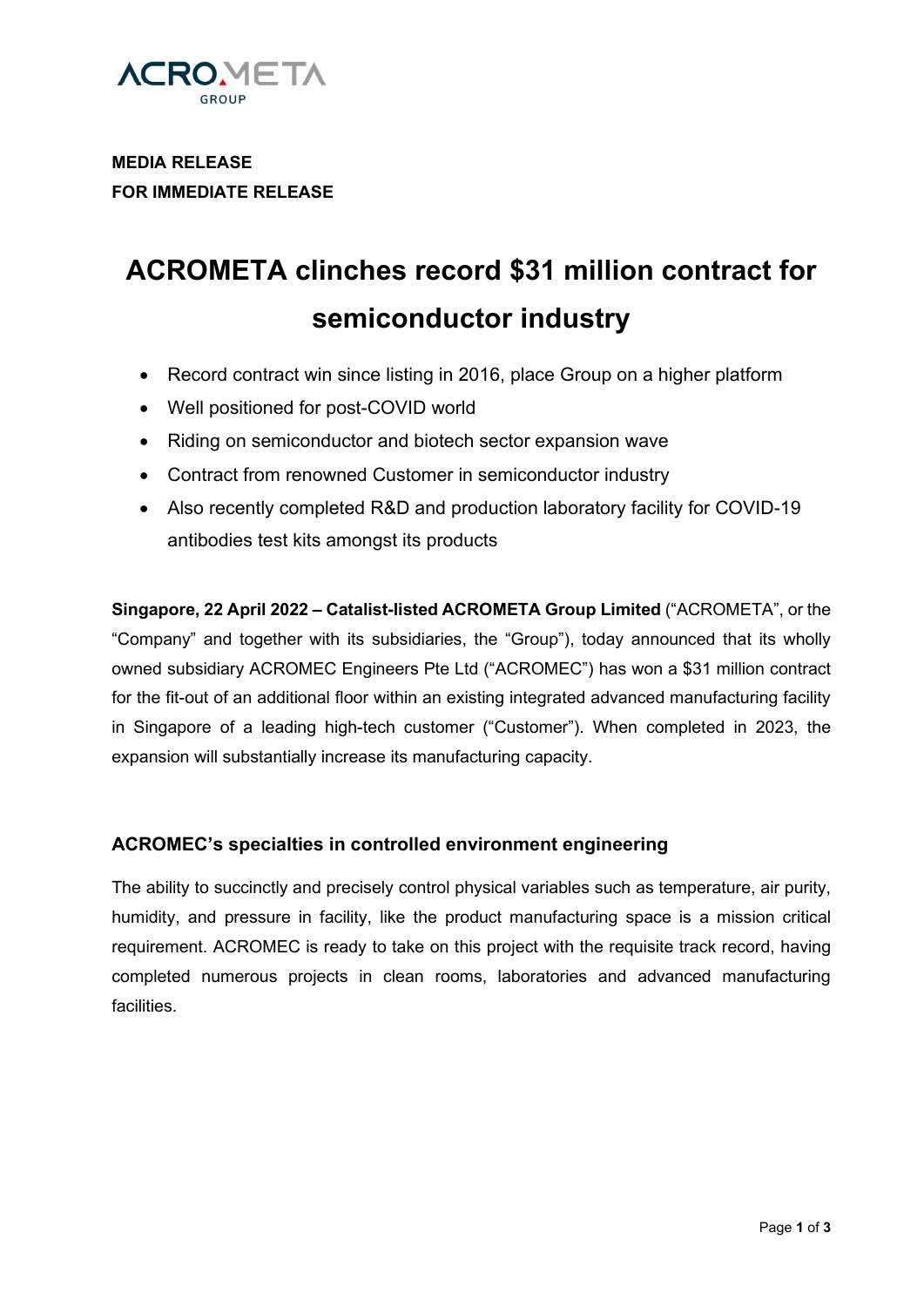**MEDIA RELEASE**
**FOR IMMEDIATE RELEASE**

# ACROMETA clinches record $31 million contract for semiconductor industry

- Record contract win since listing in 2016, place Group on a higher platform
- Well positioned for post-COVID world
- Riding on semiconductor and biotech sector expansion wave
- Contract from renowned Customer in semiconductor industry
- Also recently completed R&D and production laboratory facility for COVID-19 antibodies test kits amongst its products

**Singapore, 22 April 2022 – Catalist-listed ACROMETA Group Limited** ("ACROMETA", or the "Company" and together with its subsidiaries, the "Group"), today announced that its wholly owned subsidiary ACROMEC Engineers Pte Ltd ("ACROMEC") has won a $31 million contract for the fit-out of an additional floor within an existing integrated advanced manufacturing facility in Singapore of a leading high-tech customer ("Customer"). When completed in 2023, the expansion will substantially increase its manufacturing capacity.

## ACROMEC's specialties in controlled environment engineering

The ability to succinctly and precisely control physical variables such as temperature, air purity, humidity, and pressure in facility, like the product manufacturing space is a mission critical requirement. ACROMEC is ready to take on this project with the requisite track record, having completed numerous projects in clean rooms, laboratories and advanced manufacturing facilities.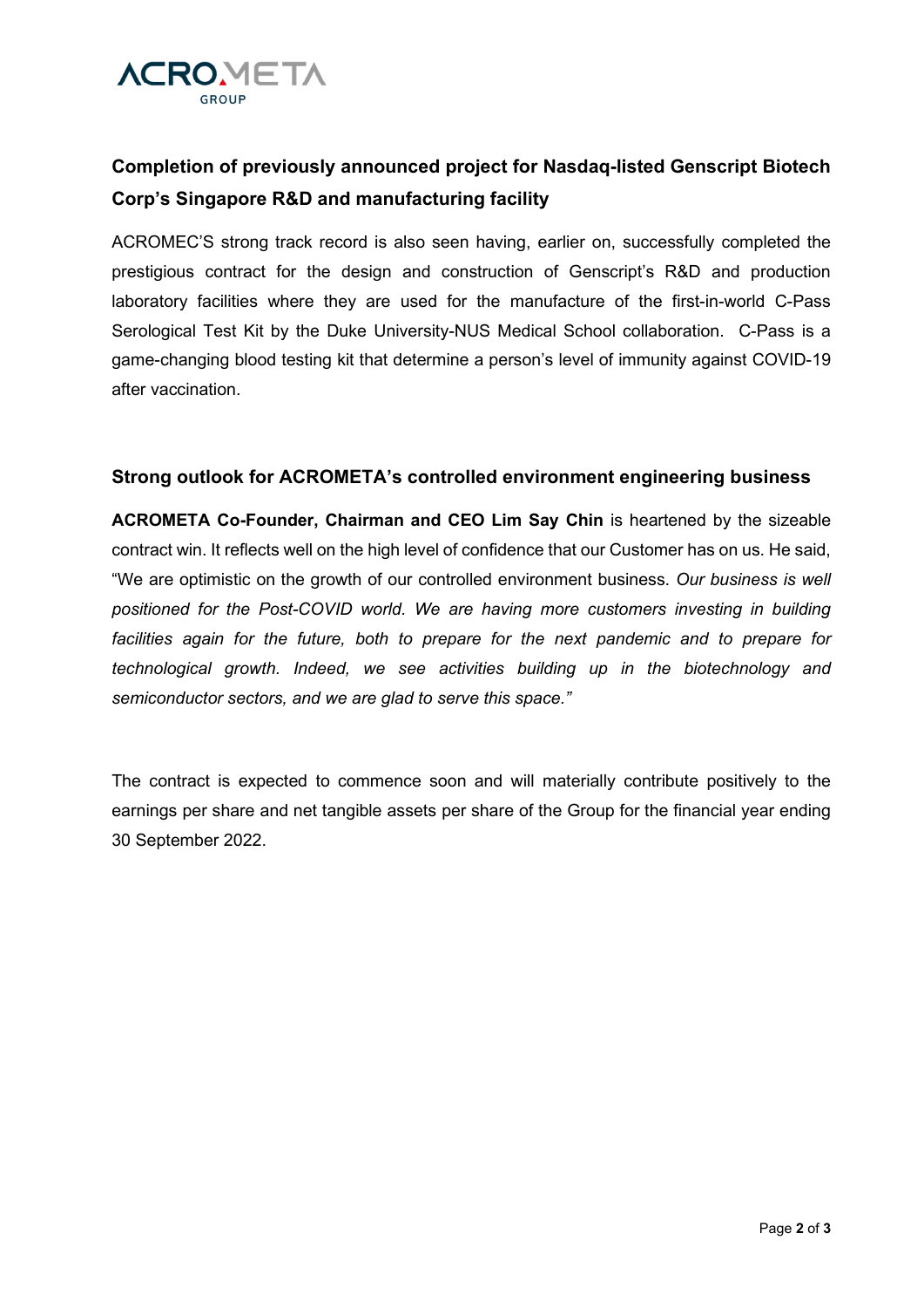## Completion of previously announced project for Nasdaq-listed Genscript Biotech Corp's Singapore R&D and manufacturing facility

ACROMEC'S strong track record is also seen having, earlier on, successfully completed the prestigious contract for the design and construction of Genscript's R&D and production laboratory facilities where they are used for the manufacture of the first-in-world C-Pass Serological Test Kit by the Duke University-NUS Medical School collaboration. C-Pass is a game-changing blood testing kit that determine a person's level of immunity against COVID-19 after vaccination.

## Strong outlook for ACROMETA's controlled environment engineering business

**ACROMETA Co-Founder, Chairman and CEO Lim Say Chin** is heartened by the sizeable contract win. It reflects well on the high level of confidence that our Customer has on us. He said, "We are optimistic on the growth of our controlled environment business. *Our business is well positioned for the Post-COVID world. We are having more customers investing in building facilities again for the future, both to prepare for the next pandemic and to prepare for technological growth. Indeed, we see activities building up in the biotechnology and semiconductor sectors, and we are glad to serve this space."*

The contract is expected to commence soon and will materially contribute positively to the earnings per share and net tangible assets per share of the Group for the financial year ending 30 September 2022.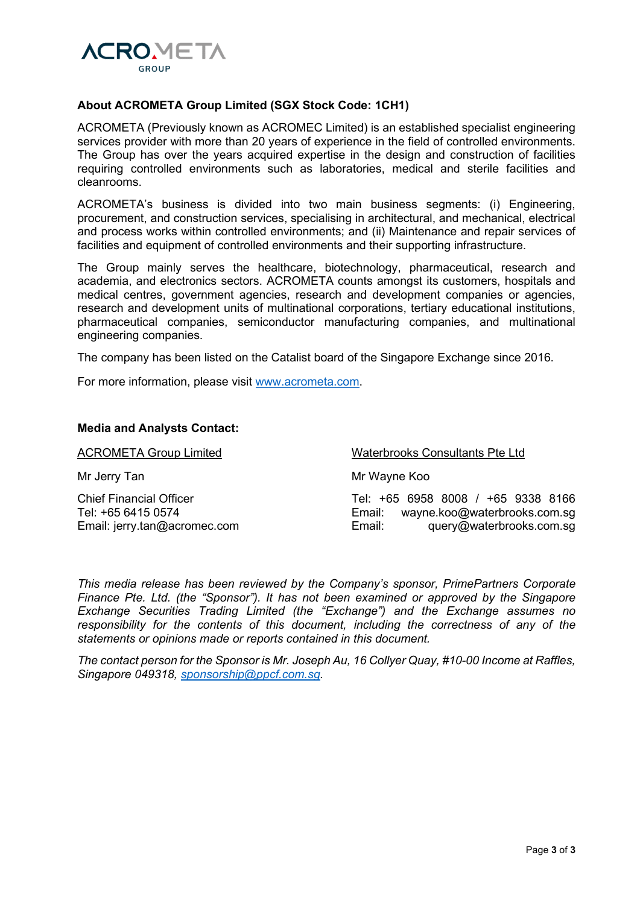**About ACROMETA Group Limited (SGX Stock Code: 1CH1)**

ACROMETA (Previously known as ACROMEC Limited) is an established specialist engineering services provider with more than 20 years of experience in the field of controlled environments. The Group has over the years acquired expertise in the design and construction of facilities requiring controlled environments such as laboratories, medical and sterile facilities and cleanrooms.

ACROMETA's business is divided into two main business segments: (i) Engineering, procurement, and construction services, specialising in architectural, and mechanical, electrical and process works within controlled environments; and (ii) Maintenance and repair services of facilities and equipment of controlled environments and their supporting infrastructure.

The Group mainly serves the healthcare, biotechnology, pharmaceutical, research and academia, and electronics sectors. ACROMETA counts amongst its customers, hospitals and medical centres, government agencies, research and development companies or agencies, research and development units of multinational corporations, tertiary educational institutions, pharmaceutical companies, semiconductor manufacturing companies, and multinational engineering companies.

The company has been listed on the Catalist board of the Singapore Exchange since 2016.

For more information, please visit www.acrometa.com.

**Media and Analysts Contact:**

ACROMETA Group Limited

Mr Jerry Tan

Chief Financial Officer
Tel: +65 6415 0574
Email: jerry.tan@acromec.com

Waterbrooks Consultants Pte Ltd

Mr Wayne Koo

Tel: +65 6958 8008 / +65 9338 8166
Email: wayne.koo@waterbrooks.com.sg
Email: query@waterbrooks.com.sg

*This media release has been reviewed by the Company's sponsor, PrimePartners Corporate Finance Pte. Ltd. (the "Sponsor"). It has not been examined or approved by the Singapore Exchange Securities Trading Limited (the "Exchange") and the Exchange assumes no responsibility for the contents of this document, including the correctness of any of the statements or opinions made or reports contained in this document.*

*The contact person for the Sponsor is Mr. Joseph Au, 16 Collyer Quay, #10-00 Income at Raffles, Singapore 049318, sponsorship@ppcf.com.sg.*